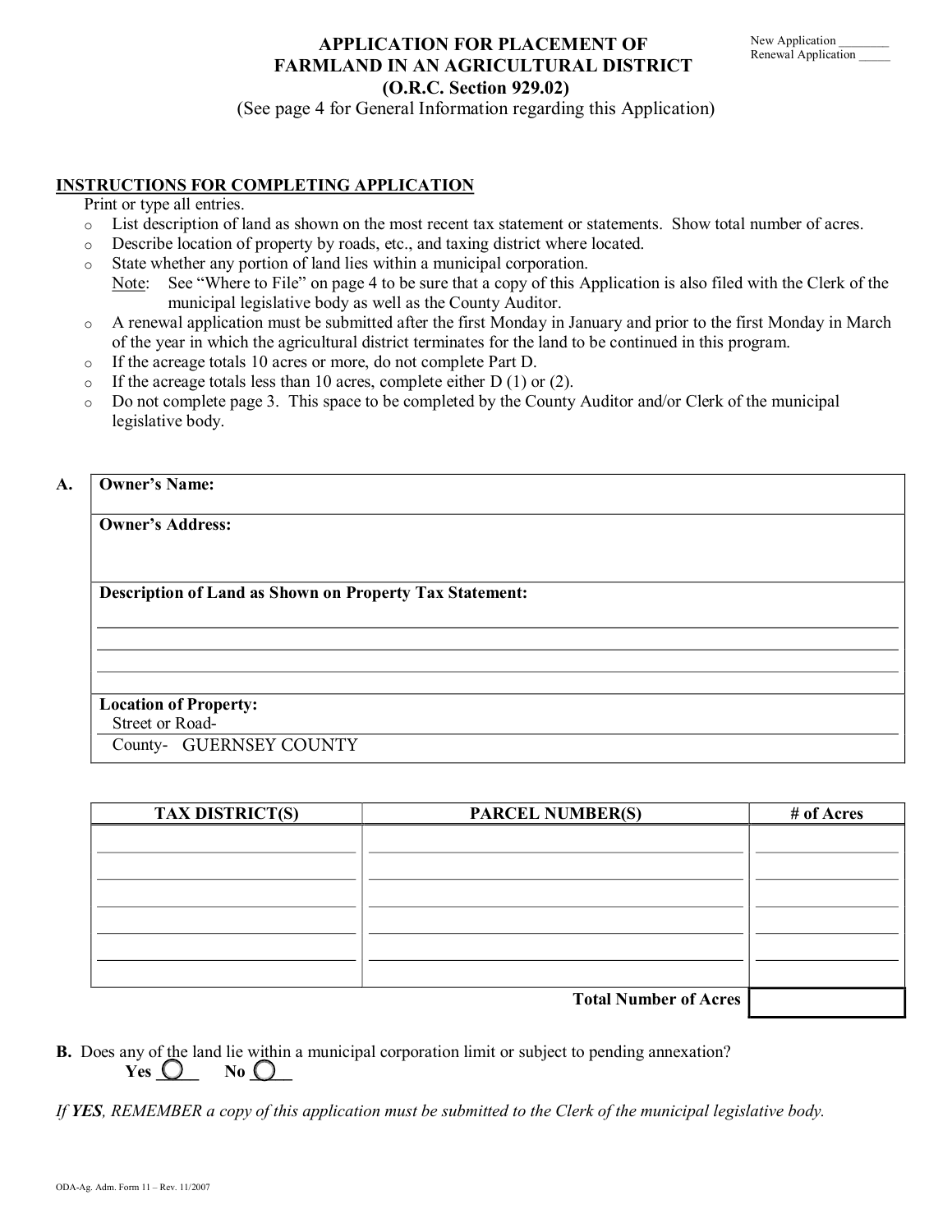New Application ________
Renewal Application _____

# APPLICATION FOR PLACEMENT OF FARMLAND IN AN AGRICULTURAL DISTRICT (O.R.C. Section 929.02)

(See page 4 for General Information regarding this Application)

## INSTRUCTIONS FOR COMPLETING APPLICATION

Print or type all entries.

- List description of land as shown on the most recent tax statement or statements. Show total number of acres.
- Describe location of property by roads, etc., and taxing district where located.
- State whether any portion of land lies within a municipal corporation.
  Note: See "Where to File" on page 4 to be sure that a copy of this Application is also filed with the Clerk of the municipal legislative body as well as the County Auditor.
- A renewal application must be submitted after the first Monday in January and prior to the first Monday in March of the year in which the agricultural district terminates for the land to be continued in this program.
- If the acreage totals 10 acres or more, do not complete Part D.
- If the acreage totals less than 10 acres, complete either D (1) or (2).
- Do not complete page 3. This space to be completed by the County Auditor and/or Clerk of the municipal legislative body.

**A.**

**Owner's Name:**

**Owner's Address:**

**Description of Land as Shown on Property Tax Statement:**

______________________________________________

______________________________________________

______________________________________________

**Location of Property:**

Street or Road-

County- GUERNSEY COUNTY

| TAX DISTRICT(S) | PARCEL NUMBER(S) | # of Acres |
|---|---|---|
| | | |
| | | |
| | | |
| | | |
| | | |
| | **Total Number of Acres** | |

**B.** Does any of the land lie within a municipal corporation limit or subject to pending annexation?

**Yes** ____ **No** ____

*If* ***YES****, REMEMBER a copy of this application must be submitted to the Clerk of the municipal legislative body.*

ODA-Ag. Adm. Form 11 – Rev. 11/2007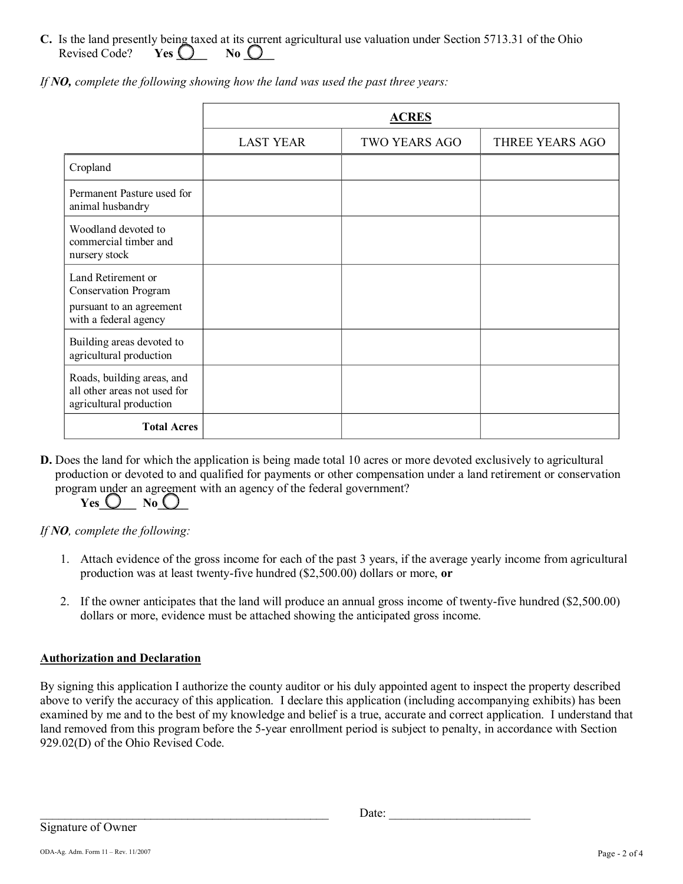**C.** Is the land presently being taxed at its current agricultural use valuation under Section 5713.31 of the Ohio Revised Code? **Yes** ◯____ **No** ◯____

*If **NO**, complete the following showing how the land was used the past three years:*

| | **ACRES** | | |
|---|---|---|---|
| | LAST YEAR | TWO YEARS AGO | THREE YEARS AGO |
| Cropland | | | |
| Permanent Pasture used for animal husbandry | | | |
| Woodland devoted to commercial timber and nursery stock | | | |
| Land Retirement or Conservation Program pursuant to an agreement with a federal agency | | | |
| Building areas devoted to agricultural production | | | |
| Roads, building areas, and all other areas not used for agricultural production | | | |
| **Total Acres** | | | |

**D.** Does the land for which the application is being made total 10 acres or more devoted exclusively to agricultural production or devoted to and qualified for payments or other compensation under a land retirement or conservation program under an agreement with an agency of the federal government?

**Yes**◯_____ **No**◯____

*If **NO**, complete the following:*

1. Attach evidence of the gross income for each of the past 3 years, if the average yearly income from agricultural production was at least twenty-five hundred ($2,500.00) dollars or more, **or**

2. If the owner anticipates that the land will produce an annual gross income of twenty-five hundred ($2,500.00) dollars or more, evidence must be attached showing the anticipated gross income.

**Authorization and Declaration**

By signing this application I authorize the county auditor or his duly appointed agent to inspect the property described above to verify the accuracy of this application. I declare this application (including accompanying exhibits) has been examined by me and to the best of my knowledge and belief is a true, accurate and correct application. I understand that land removed from this program before the 5-year enrollment period is subject to penalty, in accordance with Section 929.02(D) of the Ohio Revised Code.

_________________________________________________ Date: _______________________

Signature of Owner

ODA-Ag. Adm. Form 11 – Rev. 11/2007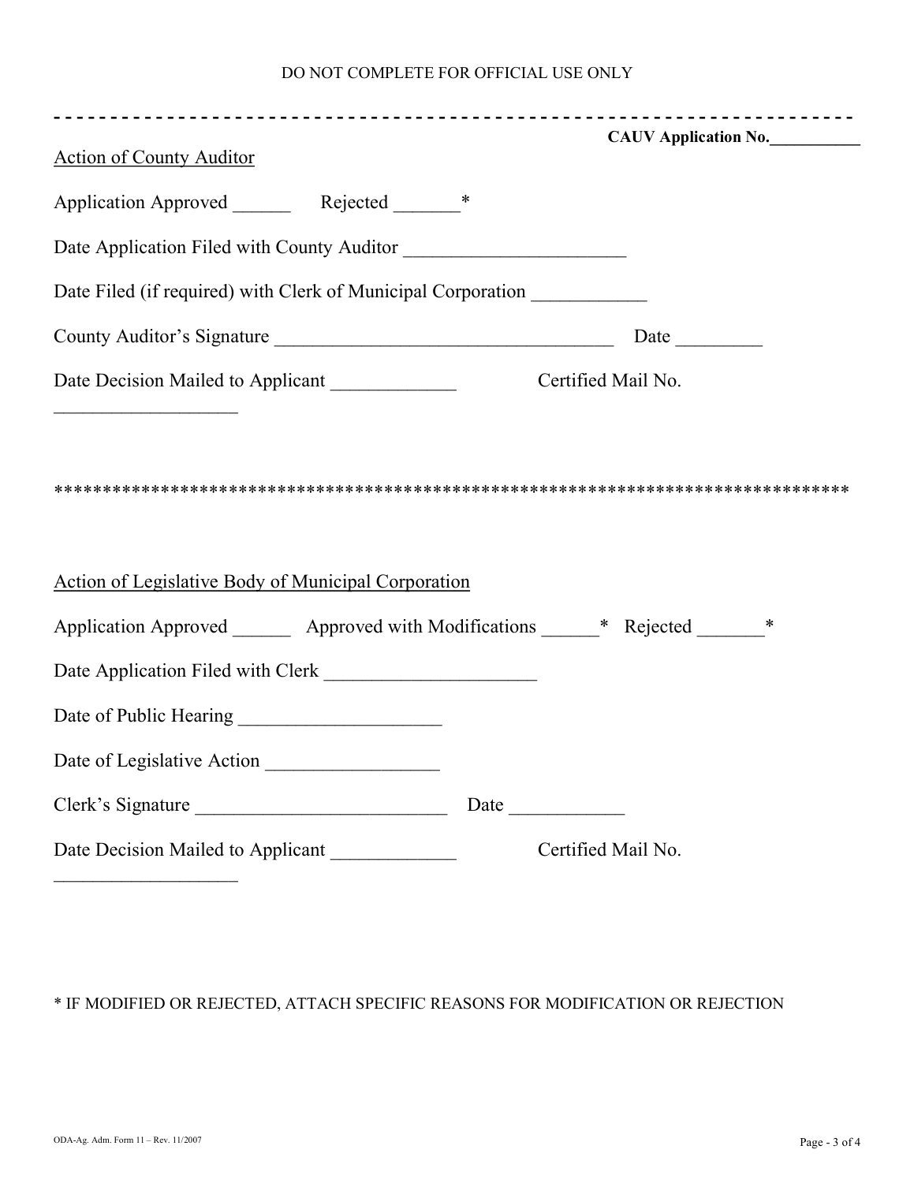DO NOT COMPLETE FOR OFFICIAL USE ONLY

- - - - - - - - - - - - - - - - - - - - - - - - - - - - - - - - - - - - - - - - - - - - - - - - - - - - - - - - - - - - - - - - - - -

**CAUV Application No.__________**

Action of County Auditor

Application Approved ______ Rejected _______*

Date Application Filed with County Auditor ______________________

Date Filed (if required) with Clerk of Municipal Corporation ___________

County Auditor's Signature __________________________________ Date _________

Date Decision Mailed to Applicant ____________ Certified Mail No. __________________

*******************************************************************************

Action of Legislative Body of Municipal Corporation

Application Approved ______ Approved with Modifications ______* Rejected _______*

Date Application Filed with Clerk _____________________

Date of Public Hearing ____________________

Date of Legislative Action _________________

Clerk's Signature _________________________ Date ___________

Date Decision Mailed to Applicant ____________ Certified Mail No. __________________

* IF MODIFIED OR REJECTED, ATTACH SPECIFIC REASONS FOR MODIFICATION OR REJECTION

ODA-Ag. Adm. Form 11 – Rev. 11/2007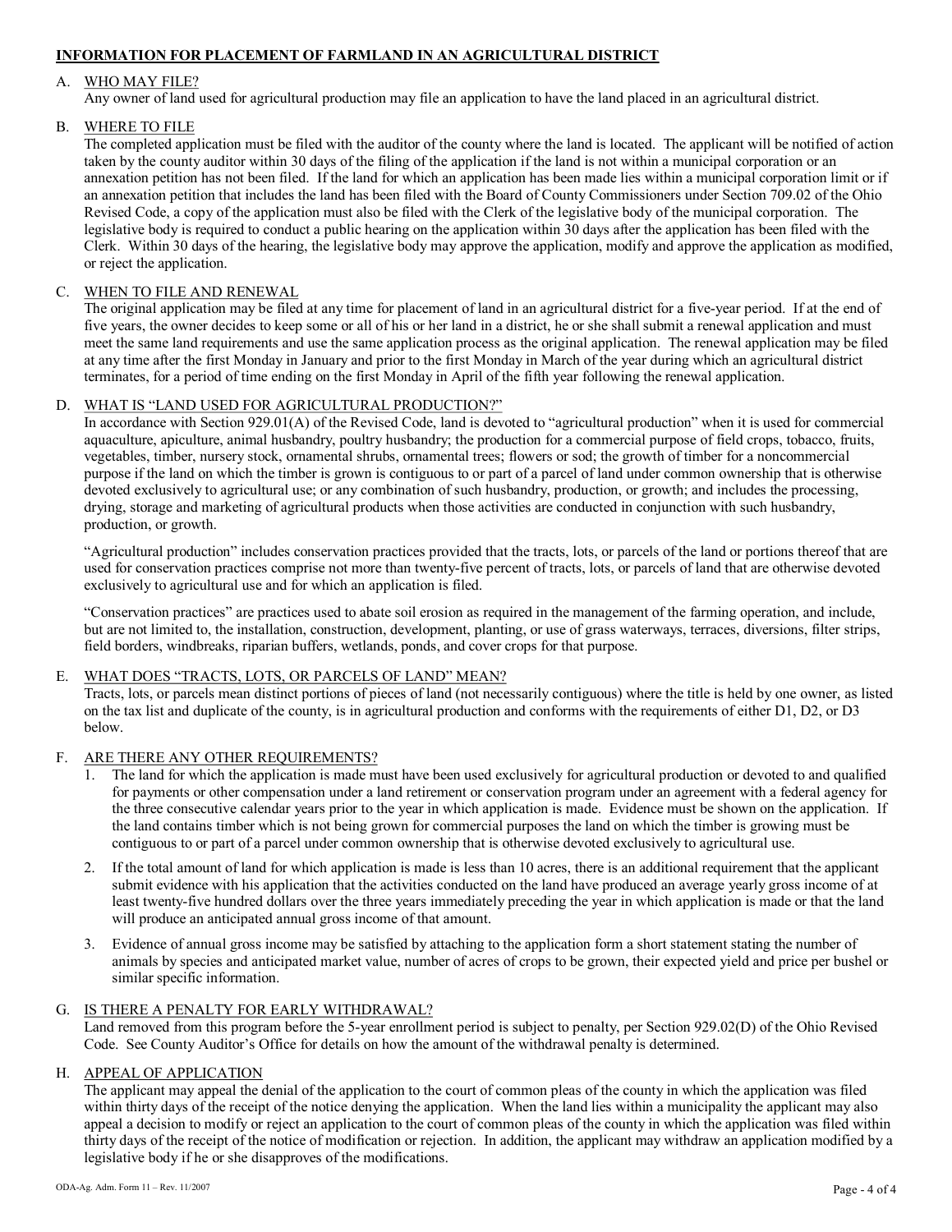## INFORMATION FOR PLACEMENT OF FARMLAND IN AN AGRICULTURAL DISTRICT

### A. WHO MAY FILE?

Any owner of land used for agricultural production may file an application to have the land placed in an agricultural district.

### B. WHERE TO FILE

The completed application must be filed with the auditor of the county where the land is located. The applicant will be notified of action taken by the county auditor within 30 days of the filing of the application if the land is not within a municipal corporation or an annexation petition has not been filed. If the land for which an application has been made lies within a municipal corporation limit or if an annexation petition that includes the land has been filed with the Board of County Commissioners under Section 709.02 of the Ohio Revised Code, a copy of the application must also be filed with the Clerk of the legislative body of the municipal corporation. The legislative body is required to conduct a public hearing on the application within 30 days after the application has been filed with the Clerk. Within 30 days of the hearing, the legislative body may approve the application, modify and approve the application as modified, or reject the application.

### C. WHEN TO FILE AND RENEWAL

The original application may be filed at any time for placement of land in an agricultural district for a five-year period. If at the end of five years, the owner decides to keep some or all of his or her land in a district, he or she shall submit a renewal application and must meet the same land requirements and use the same application process as the original application. The renewal application may be filed at any time after the first Monday in January and prior to the first Monday in March of the year during which an agricultural district terminates, for a period of time ending on the first Monday in April of the fifth year following the renewal application.

### D. WHAT IS "LAND USED FOR AGRICULTURAL PRODUCTION?"

In accordance with Section 929.01(A) of the Revised Code, land is devoted to "agricultural production" when it is used for commercial aquaculture, apiculture, animal husbandry, poultry husbandry; the production for a commercial purpose of field crops, tobacco, fruits, vegetables, timber, nursery stock, ornamental shrubs, ornamental trees; flowers or sod; the growth of timber for a noncommercial purpose if the land on which the timber is grown is contiguous to or part of a parcel of land under common ownership that is otherwise devoted exclusively to agricultural use; or any combination of such husbandry, production, or growth; and includes the processing, drying, storage and marketing of agricultural products when those activities are conducted in conjunction with such husbandry, production, or growth.

"Agricultural production" includes conservation practices provided that the tracts, lots, or parcels of the land or portions thereof that are used for conservation practices comprise not more than twenty-five percent of tracts, lots, or parcels of land that are otherwise devoted exclusively to agricultural use and for which an application is filed.

"Conservation practices" are practices used to abate soil erosion as required in the management of the farming operation, and include, but are not limited to, the installation, construction, development, planting, or use of grass waterways, terraces, diversions, filter strips, field borders, windbreaks, riparian buffers, wetlands, ponds, and cover crops for that purpose.

### E. WHAT DOES "TRACTS, LOTS, OR PARCELS OF LAND" MEAN?

Tracts, lots, or parcels mean distinct portions of pieces of land (not necessarily contiguous) where the title is held by one owner, as listed on the tax list and duplicate of the county, is in agricultural production and conforms with the requirements of either D1, D2, or D3 below.

### F. ARE THERE ANY OTHER REQUIREMENTS?

1. The land for which the application is made must have been used exclusively for agricultural production or devoted to and qualified for payments or other compensation under a land retirement or conservation program under an agreement with a federal agency for the three consecutive calendar years prior to the year in which application is made. Evidence must be shown on the application. If the land contains timber which is not being grown for commercial purposes the land on which the timber is growing must be contiguous to or part of a parcel under common ownership that is otherwise devoted exclusively to agricultural use.
2. If the total amount of land for which application is made is less than 10 acres, there is an additional requirement that the applicant submit evidence with his application that the activities conducted on the land have produced an average yearly gross income of at least twenty-five hundred dollars over the three years immediately preceding the year in which application is made or that the land will produce an anticipated annual gross income of that amount.
3. Evidence of annual gross income may be satisfied by attaching to the application form a short statement stating the number of animals by species and anticipated market value, number of acres of crops to be grown, their expected yield and price per bushel or similar specific information.

### G. IS THERE A PENALTY FOR EARLY WITHDRAWAL?

Land removed from this program before the 5-year enrollment period is subject to penalty, per Section 929.02(D) of the Ohio Revised Code. See County Auditor's Office for details on how the amount of the withdrawal penalty is determined.

### H. APPEAL OF APPLICATION

The applicant may appeal the denial of the application to the court of common pleas of the county in which the application was filed within thirty days of the receipt of the notice denying the application. When the land lies within a municipality the applicant may also appeal a decision to modify or reject an application to the court of common pleas of the county in which the application was filed within thirty days of the receipt of the notice of modification or rejection. In addition, the applicant may withdraw an application modified by a legislative body if he or she disapproves of the modifications.

ODA-Ag. Adm. Form 11 – Rev. 11/2007